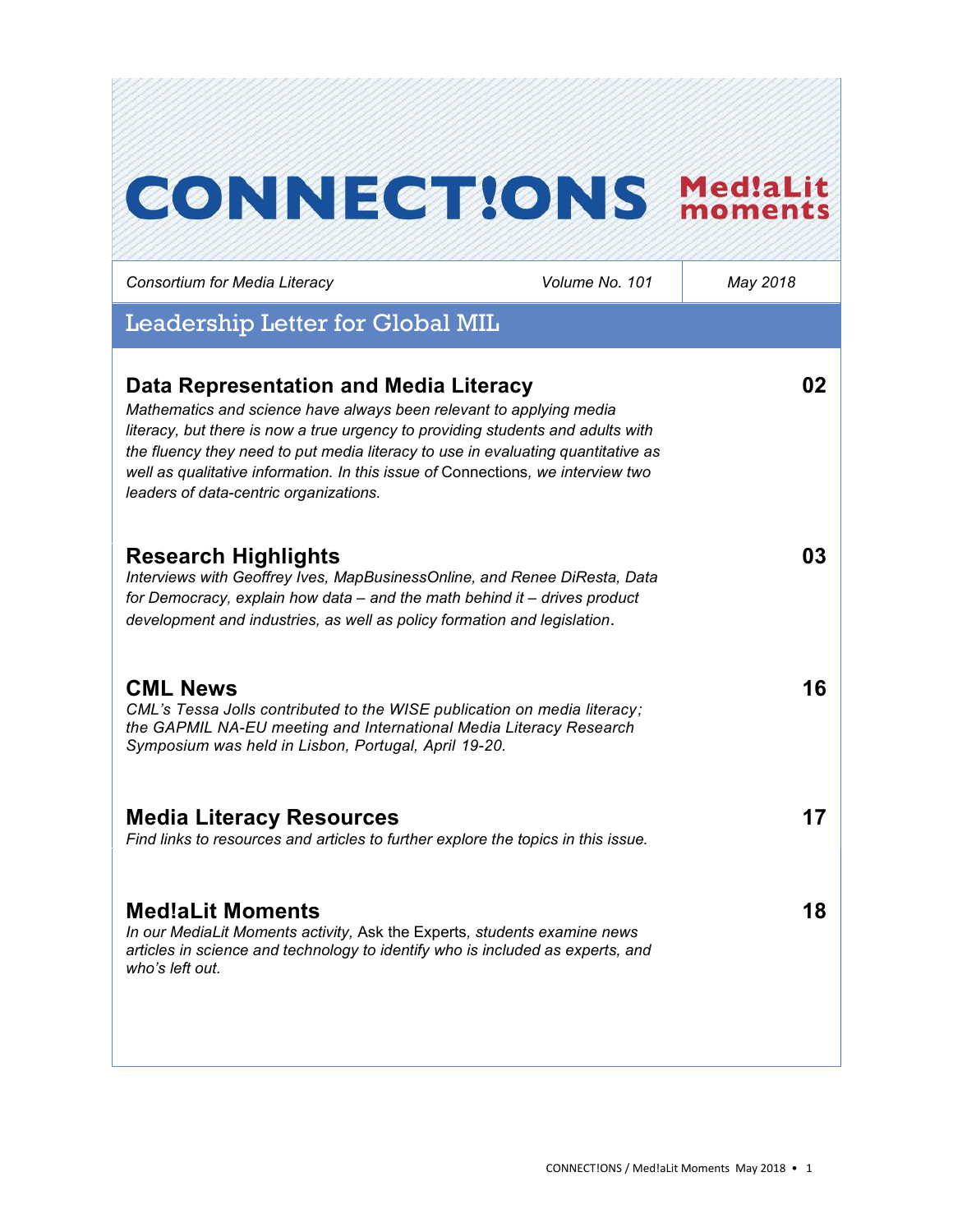# CONNECT!ONS Med!aLit moments

*Consortium for Media Literacy* | *Volume No. 101* | *May 2018*

## Leadership Letter for Global MIL

### Data Representation and Media Literacy — 02

*Mathematics and science have always been relevant to applying media literacy, but there is now a true urgency to providing students and adults with the fluency they need to put media literacy to use in evaluating quantitative as well as qualitative information. In this issue of* Connections*, we interview two leaders of data-centric organizations.*

### Research Highlights — 03

*Interviews with Geoffrey Ives, MapBusinessOnline, and Renee DiResta, Data for Democracy, explain how data – and the math behind it – drives product development and industries, as well as policy formation and legislation.*

### CML News — 16

*CML's Tessa Jolls contributed to the WISE publication on media literacy; the GAPMIL NA-EU meeting and International Media Literacy Research Symposium was held in Lisbon, Portugal, April 19-20.*

### Media Literacy Resources — 17

*Find links to resources and articles to further explore the topics in this issue.*

### Med!aLit Moments — 18

*In our MediaLit Moments activity,* Ask the Experts*, students examine news articles in science and technology to identify who is included as experts, and who's left out.*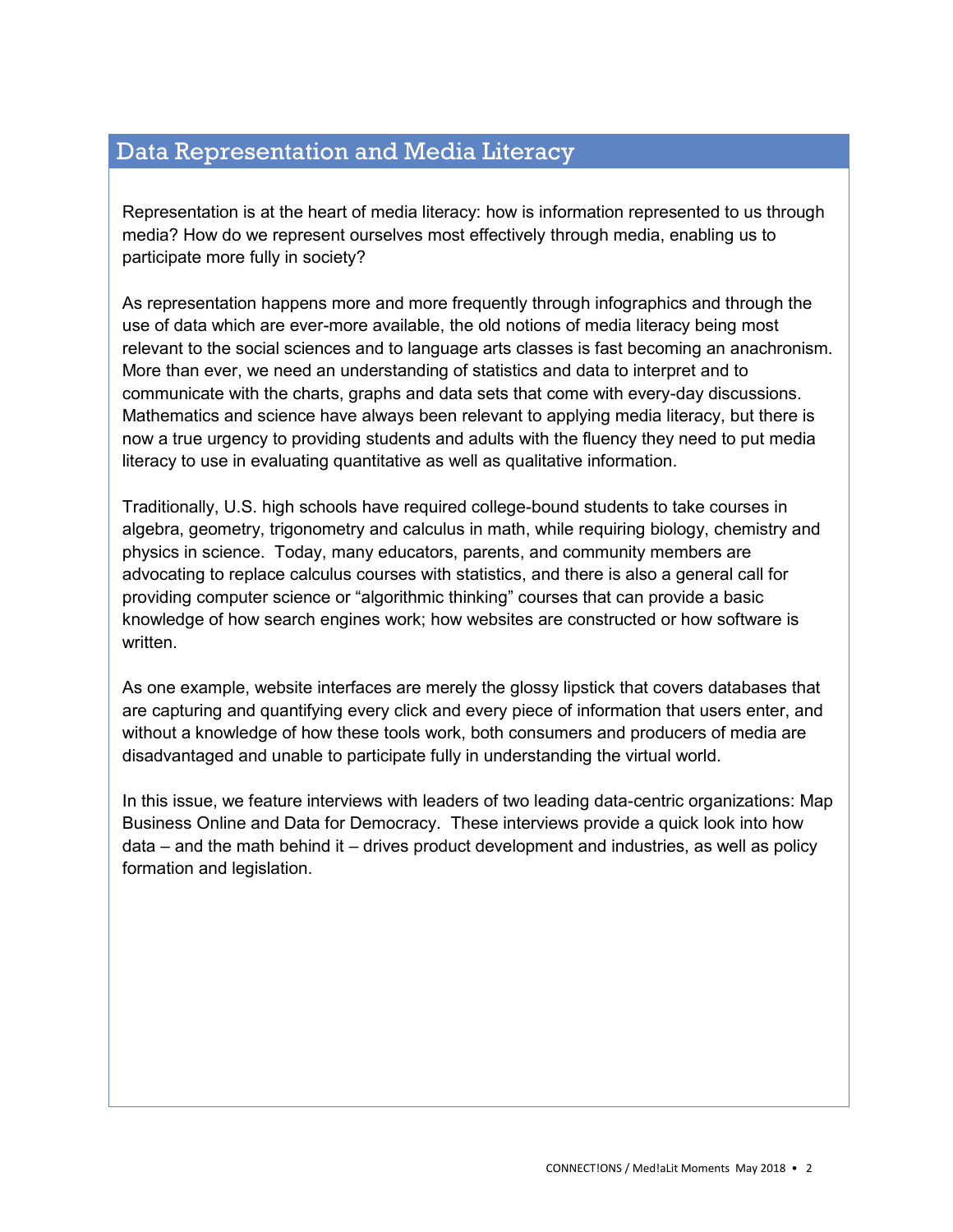## Data Representation and Media Literacy

Representation is at the heart of media literacy: how is information represented to us through media? How do we represent ourselves most effectively through media, enabling us to participate more fully in society?

As representation happens more and more frequently through infographics and through the use of data which are ever-more available, the old notions of media literacy being most relevant to the social sciences and to language arts classes is fast becoming an anachronism. More than ever, we need an understanding of statistics and data to interpret and to communicate with the charts, graphs and data sets that come with every-day discussions. Mathematics and science have always been relevant to applying media literacy, but there is now a true urgency to providing students and adults with the fluency they need to put media literacy to use in evaluating quantitative as well as qualitative information.

Traditionally, U.S. high schools have required college-bound students to take courses in algebra, geometry, trigonometry and calculus in math, while requiring biology, chemistry and physics in science. Today, many educators, parents, and community members are advocating to replace calculus courses with statistics, and there is also a general call for providing computer science or "algorithmic thinking" courses that can provide a basic knowledge of how search engines work; how websites are constructed or how software is written.

As one example, website interfaces are merely the glossy lipstick that covers databases that are capturing and quantifying every click and every piece of information that users enter, and without a knowledge of how these tools work, both consumers and producers of media are disadvantaged and unable to participate fully in understanding the virtual world.

In this issue, we feature interviews with leaders of two leading data-centric organizations: Map Business Online and Data for Democracy. These interviews provide a quick look into how data – and the math behind it – drives product development and industries, as well as policy formation and legislation.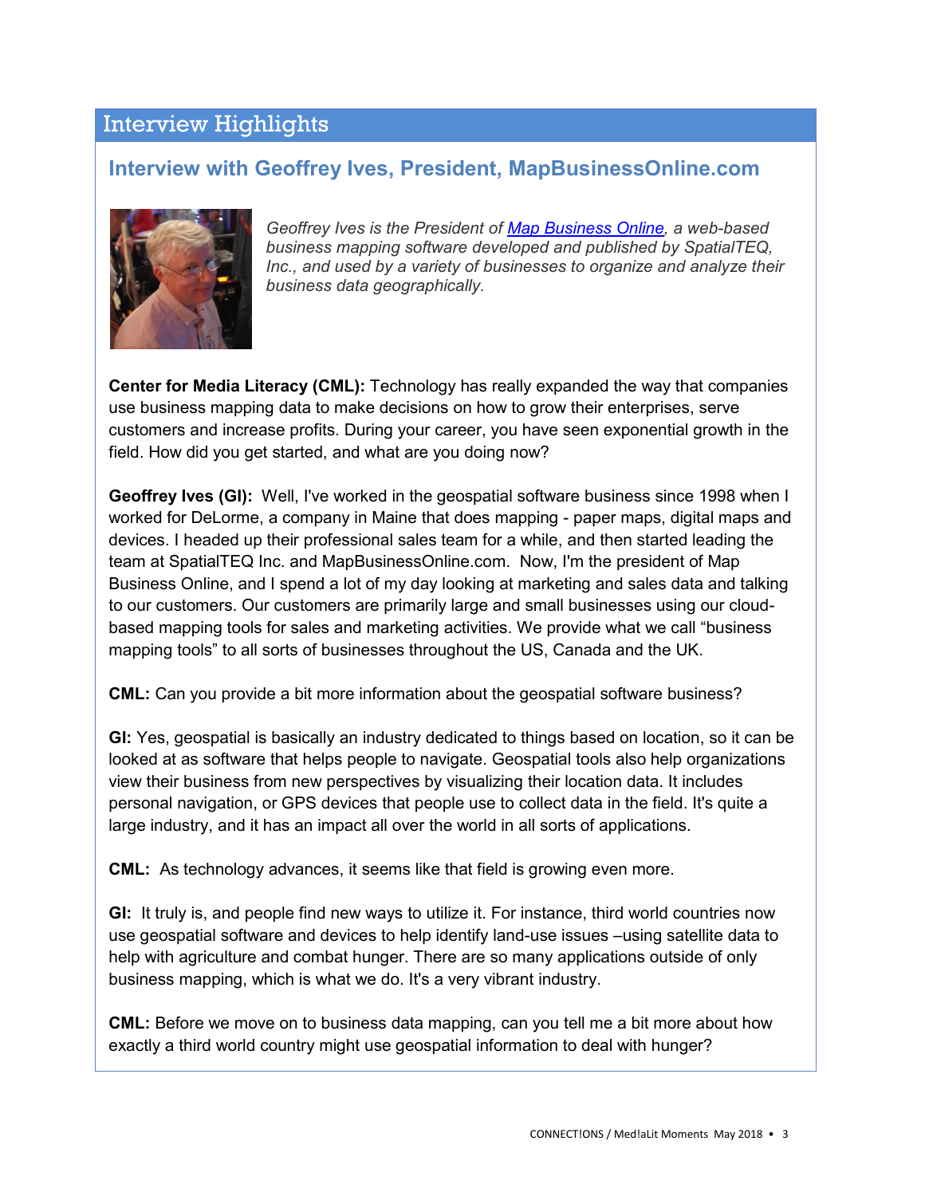## Interview Highlights

### Interview with Geoffrey Ives, President, MapBusinessOnline.com

*Geoffrey Ives is the President of [Map Business Online](), a web-based business mapping software developed and published by SpatialTEQ, Inc., and used by a variety of businesses to organize and analyze their business data geographically.*

**Center for Media Literacy (CML):** Technology has really expanded the way that companies use business mapping data to make decisions on how to grow their enterprises, serve customers and increase profits. During your career, you have seen exponential growth in the field. How did you get started, and what are you doing now?

**Geoffrey Ives (GI):** Well, I've worked in the geospatial software business since 1998 when I worked for DeLorme, a company in Maine that does mapping - paper maps, digital maps and devices. I headed up their professional sales team for a while, and then started leading the team at SpatialTEQ Inc. and MapBusinessOnline.com. Now, I'm the president of Map Business Online, and I spend a lot of my day looking at marketing and sales data and talking to our customers. Our customers are primarily large and small businesses using our cloud-based mapping tools for sales and marketing activities. We provide what we call "business mapping tools" to all sorts of businesses throughout the US, Canada and the UK.

**CML:** Can you provide a bit more information about the geospatial software business?

**GI:** Yes, geospatial is basically an industry dedicated to things based on location, so it can be looked at as software that helps people to navigate. Geospatial tools also help organizations view their business from new perspectives by visualizing their location data. It includes personal navigation, or GPS devices that people use to collect data in the field. It's quite a large industry, and it has an impact all over the world in all sorts of applications.

**CML:** As technology advances, it seems like that field is growing even more.

**GI:** It truly is, and people find new ways to utilize it. For instance, third world countries now use geospatial software and devices to help identify land-use issues –using satellite data to help with agriculture and combat hunger. There are so many applications outside of only business mapping, which is what we do. It's a very vibrant industry.

**CML:** Before we move on to business data mapping, can you tell me a bit more about how exactly a third world country might use geospatial information to deal with hunger?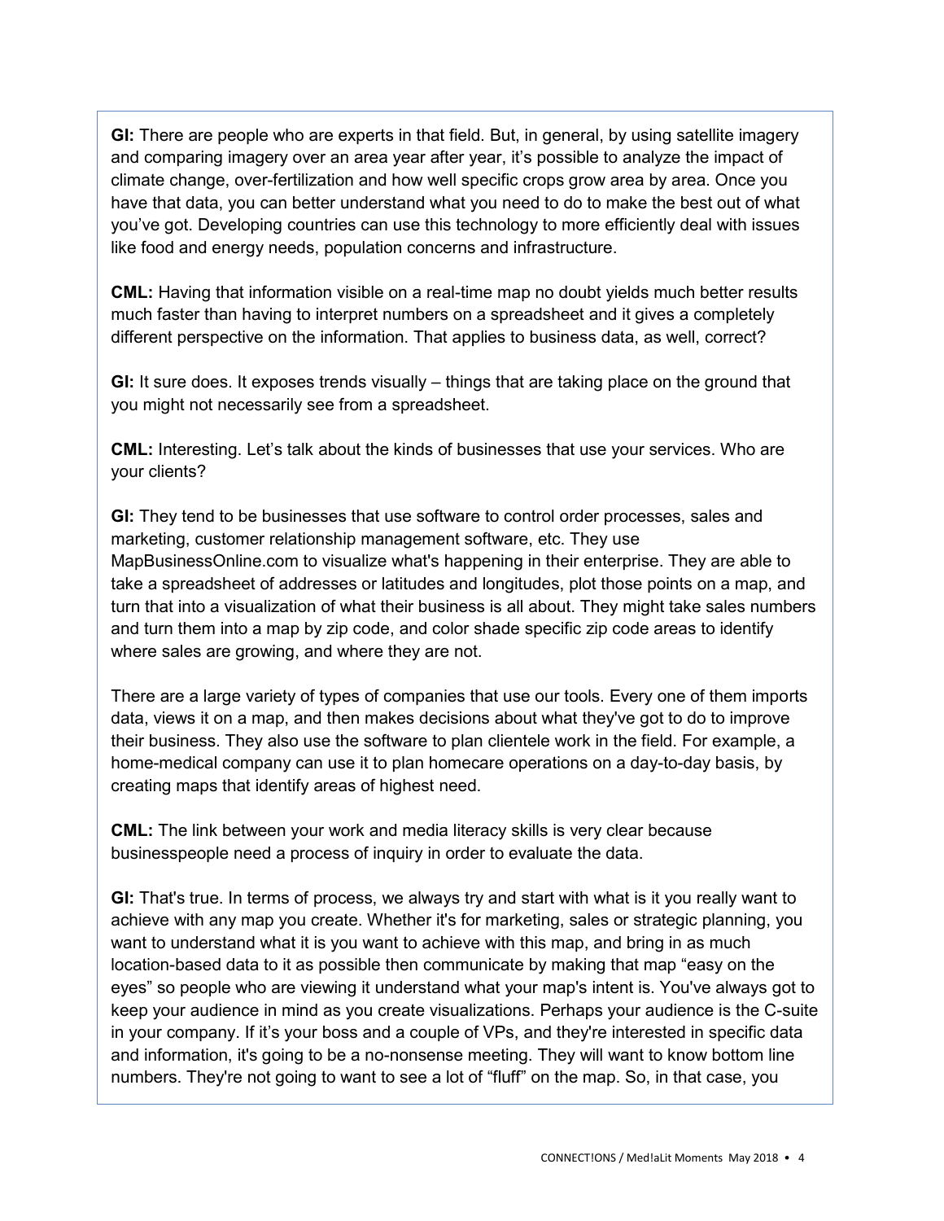**GI:** There are people who are experts in that field. But, in general, by using satellite imagery and comparing imagery over an area year after year, it's possible to analyze the impact of climate change, over-fertilization and how well specific crops grow area by area. Once you have that data, you can better understand what you need to do to make the best out of what you've got. Developing countries can use this technology to more efficiently deal with issues like food and energy needs, population concerns and infrastructure.

**CML:** Having that information visible on a real-time map no doubt yields much better results much faster than having to interpret numbers on a spreadsheet and it gives a completely different perspective on the information. That applies to business data, as well, correct?

**GI:** It sure does. It exposes trends visually – things that are taking place on the ground that you might not necessarily see from a spreadsheet.

**CML:** Interesting. Let's talk about the kinds of businesses that use your services. Who are your clients?

**GI:** They tend to be businesses that use software to control order processes, sales and marketing, customer relationship management software, etc. They use MapBusinessOnline.com to visualize what's happening in their enterprise. They are able to take a spreadsheet of addresses or latitudes and longitudes, plot those points on a map, and turn that into a visualization of what their business is all about. They might take sales numbers and turn them into a map by zip code, and color shade specific zip code areas to identify where sales are growing, and where they are not.

There are a large variety of types of companies that use our tools. Every one of them imports data, views it on a map, and then makes decisions about what they've got to do to improve their business. They also use the software to plan clientele work in the field. For example, a home-medical company can use it to plan homecare operations on a day-to-day basis, by creating maps that identify areas of highest need.

**CML:** The link between your work and media literacy skills is very clear because businesspeople need a process of inquiry in order to evaluate the data.

**GI:** That's true. In terms of process, we always try and start with what is it you really want to achieve with any map you create. Whether it's for marketing, sales or strategic planning, you want to understand what it is you want to achieve with this map, and bring in as much location-based data to it as possible then communicate by making that map "easy on the eyes" so people who are viewing it understand what your map's intent is. You've always got to keep your audience in mind as you create visualizations. Perhaps your audience is the C-suite in your company. If it's your boss and a couple of VPs, and they're interested in specific data and information, it's going to be a no-nonsense meeting. They will want to know bottom line numbers. They're not going to want to see a lot of "fluff" on the map. So, in that case, you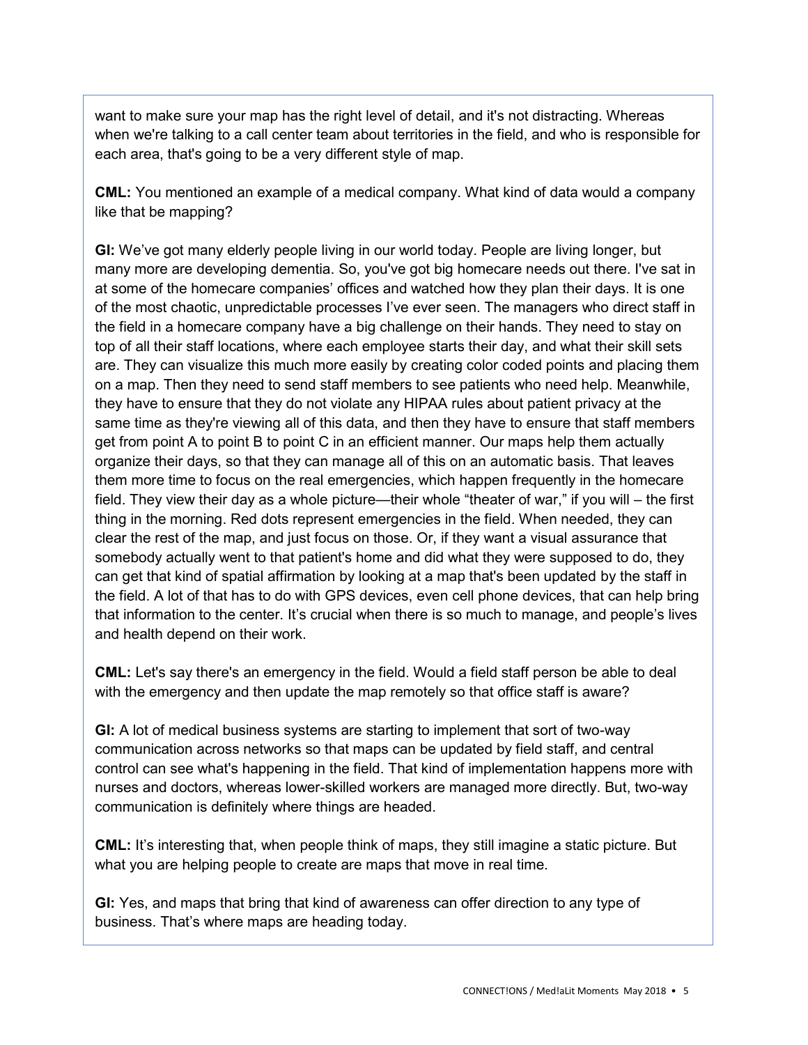want to make sure your map has the right level of detail, and it's not distracting. Whereas when we're talking to a call center team about territories in the field, and who is responsible for each area, that's going to be a very different style of map.

**CML:** You mentioned an example of a medical company. What kind of data would a company like that be mapping?

**GI:** We've got many elderly people living in our world today. People are living longer, but many more are developing dementia. So, you've got big homecare needs out there. I've sat in at some of the homecare companies' offices and watched how they plan their days. It is one of the most chaotic, unpredictable processes I've ever seen. The managers who direct staff in the field in a homecare company have a big challenge on their hands. They need to stay on top of all their staff locations, where each employee starts their day, and what their skill sets are. They can visualize this much more easily by creating color coded points and placing them on a map. Then they need to send staff members to see patients who need help. Meanwhile, they have to ensure that they do not violate any HIPAA rules about patient privacy at the same time as they're viewing all of this data, and then they have to ensure that staff members get from point A to point B to point C in an efficient manner. Our maps help them actually organize their days, so that they can manage all of this on an automatic basis. That leaves them more time to focus on the real emergencies, which happen frequently in the homecare field. They view their day as a whole picture—their whole "theater of war," if you will – the first thing in the morning. Red dots represent emergencies in the field. When needed, they can clear the rest of the map, and just focus on those. Or, if they want a visual assurance that somebody actually went to that patient's home and did what they were supposed to do, they can get that kind of spatial affirmation by looking at a map that's been updated by the staff in the field. A lot of that has to do with GPS devices, even cell phone devices, that can help bring that information to the center. It's crucial when there is so much to manage, and people's lives and health depend on their work.

**CML:** Let's say there's an emergency in the field. Would a field staff person be able to deal with the emergency and then update the map remotely so that office staff is aware?

**GI:** A lot of medical business systems are starting to implement that sort of two-way communication across networks so that maps can be updated by field staff, and central control can see what's happening in the field. That kind of implementation happens more with nurses and doctors, whereas lower-skilled workers are managed more directly. But, two-way communication is definitely where things are headed.

**CML:** It's interesting that, when people think of maps, they still imagine a static picture. But what you are helping people to create are maps that move in real time.

**GI:** Yes, and maps that bring that kind of awareness can offer direction to any type of business. That's where maps are heading today.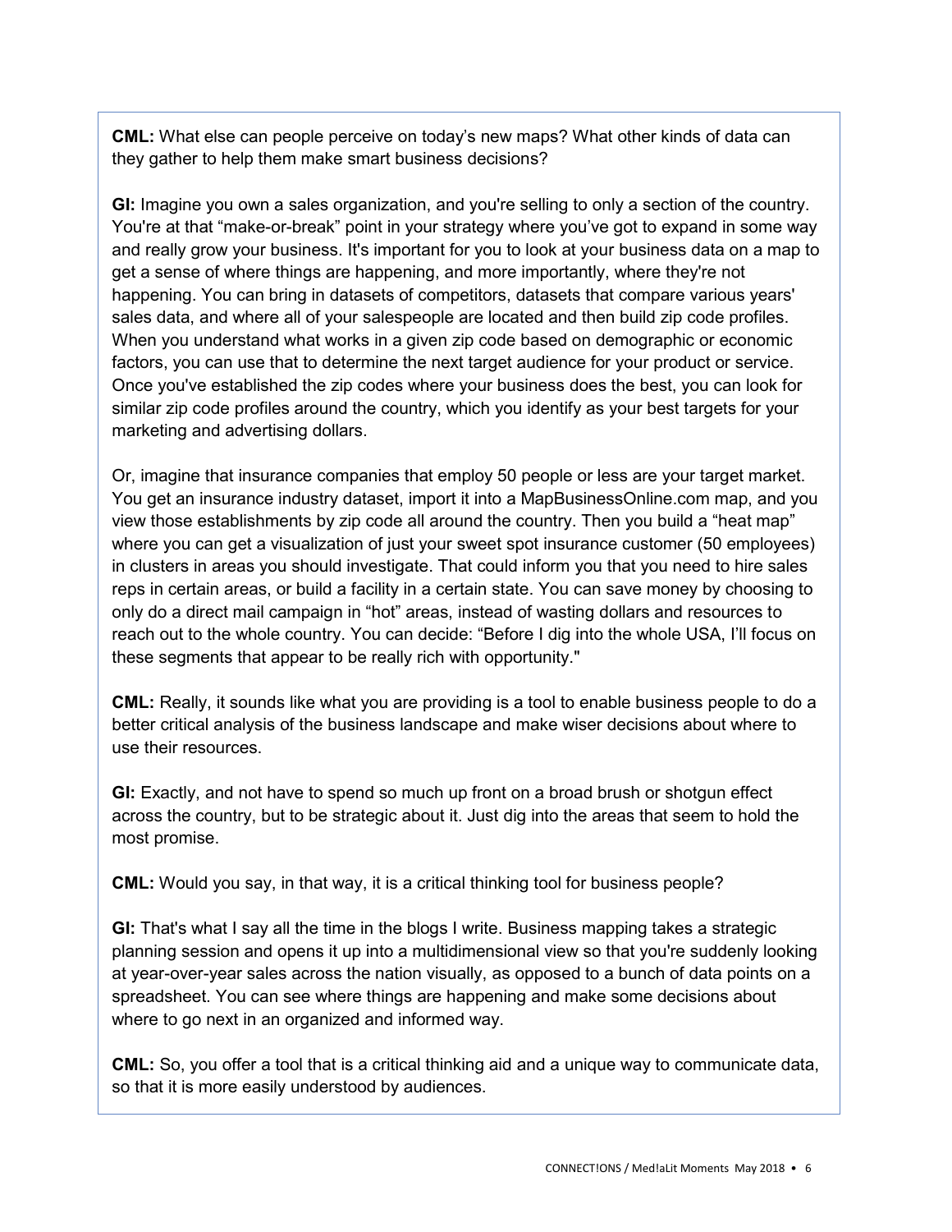**CML:** What else can people perceive on today's new maps? What other kinds of data can they gather to help them make smart business decisions?

**GI:** Imagine you own a sales organization, and you're selling to only a section of the country. You're at that "make-or-break" point in your strategy where you've got to expand in some way and really grow your business. It's important for you to look at your business data on a map to get a sense of where things are happening, and more importantly, where they're not happening. You can bring in datasets of competitors, datasets that compare various years' sales data, and where all of your salespeople are located and then build zip code profiles. When you understand what works in a given zip code based on demographic or economic factors, you can use that to determine the next target audience for your product or service. Once you've established the zip codes where your business does the best, you can look for similar zip code profiles around the country, which you identify as your best targets for your marketing and advertising dollars.

Or, imagine that insurance companies that employ 50 people or less are your target market. You get an insurance industry dataset, import it into a MapBusinessOnline.com map, and you view those establishments by zip code all around the country. Then you build a "heat map" where you can get a visualization of just your sweet spot insurance customer (50 employees) in clusters in areas you should investigate. That could inform you that you need to hire sales reps in certain areas, or build a facility in a certain state. You can save money by choosing to only do a direct mail campaign in "hot" areas, instead of wasting dollars and resources to reach out to the whole country. You can decide: "Before I dig into the whole USA, I'll focus on these segments that appear to be really rich with opportunity."

**CML:** Really, it sounds like what you are providing is a tool to enable business people to do a better critical analysis of the business landscape and make wiser decisions about where to use their resources.

**GI:** Exactly, and not have to spend so much up front on a broad brush or shotgun effect across the country, but to be strategic about it. Just dig into the areas that seem to hold the most promise.

**CML:** Would you say, in that way, it is a critical thinking tool for business people?

**GI:** That's what I say all the time in the blogs I write. Business mapping takes a strategic planning session and opens it up into a multidimensional view so that you're suddenly looking at year-over-year sales across the nation visually, as opposed to a bunch of data points on a spreadsheet. You can see where things are happening and make some decisions about where to go next in an organized and informed way.

**CML:** So, you offer a tool that is a critical thinking aid and a unique way to communicate data, so that it is more easily understood by audiences.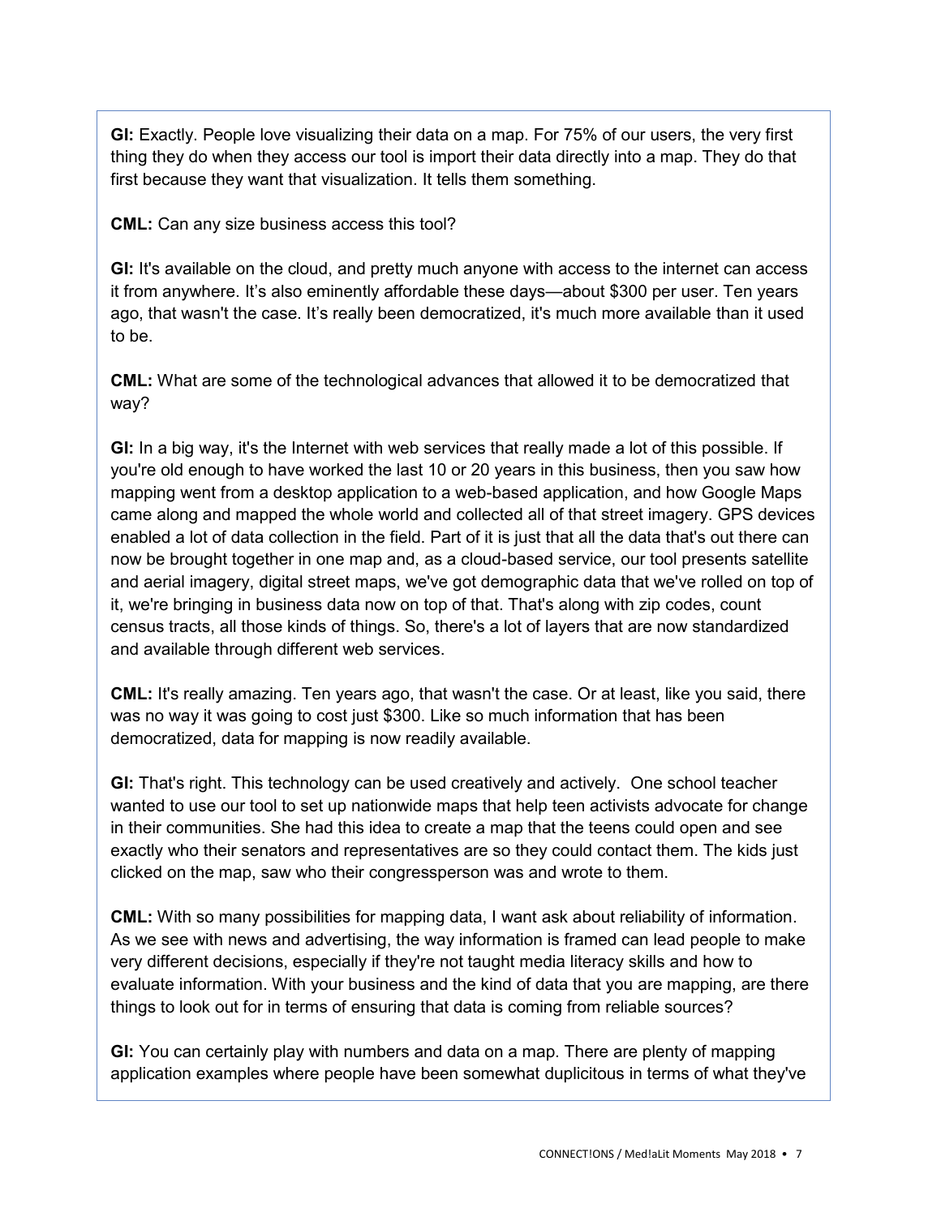**GI:** Exactly. People love visualizing their data on a map. For 75% of our users, the very first thing they do when they access our tool is import their data directly into a map. They do that first because they want that visualization. It tells them something.

**CML:** Can any size business access this tool?

**GI:** It's available on the cloud, and pretty much anyone with access to the internet can access it from anywhere. It's also eminently affordable these days—about $300 per user. Ten years ago, that wasn't the case. It's really been democratized, it's much more available than it used to be.

**CML:** What are some of the technological advances that allowed it to be democratized that way?

**GI:** In a big way, it's the Internet with web services that really made a lot of this possible. If you're old enough to have worked the last 10 or 20 years in this business, then you saw how mapping went from a desktop application to a web-based application, and how Google Maps came along and mapped the whole world and collected all of that street imagery. GPS devices enabled a lot of data collection in the field. Part of it is just that all the data that's out there can now be brought together in one map and, as a cloud-based service, our tool presents satellite and aerial imagery, digital street maps, we've got demographic data that we've rolled on top of it, we're bringing in business data now on top of that. That's along with zip codes, count census tracts, all those kinds of things. So, there's a lot of layers that are now standardized and available through different web services.

**CML:** It's really amazing. Ten years ago, that wasn't the case. Or at least, like you said, there was no way it was going to cost just $300. Like so much information that has been democratized, data for mapping is now readily available.

**GI:** That's right. This technology can be used creatively and actively. One school teacher wanted to use our tool to set up nationwide maps that help teen activists advocate for change in their communities. She had this idea to create a map that the teens could open and see exactly who their senators and representatives are so they could contact them. The kids just clicked on the map, saw who their congressperson was and wrote to them.

**CML:** With so many possibilities for mapping data, I want ask about reliability of information. As we see with news and advertising, the way information is framed can lead people to make very different decisions, especially if they're not taught media literacy skills and how to evaluate information. With your business and the kind of data that you are mapping, are there things to look out for in terms of ensuring that data is coming from reliable sources?

**GI:** You can certainly play with numbers and data on a map. There are plenty of mapping application examples where people have been somewhat duplicitous in terms of what they've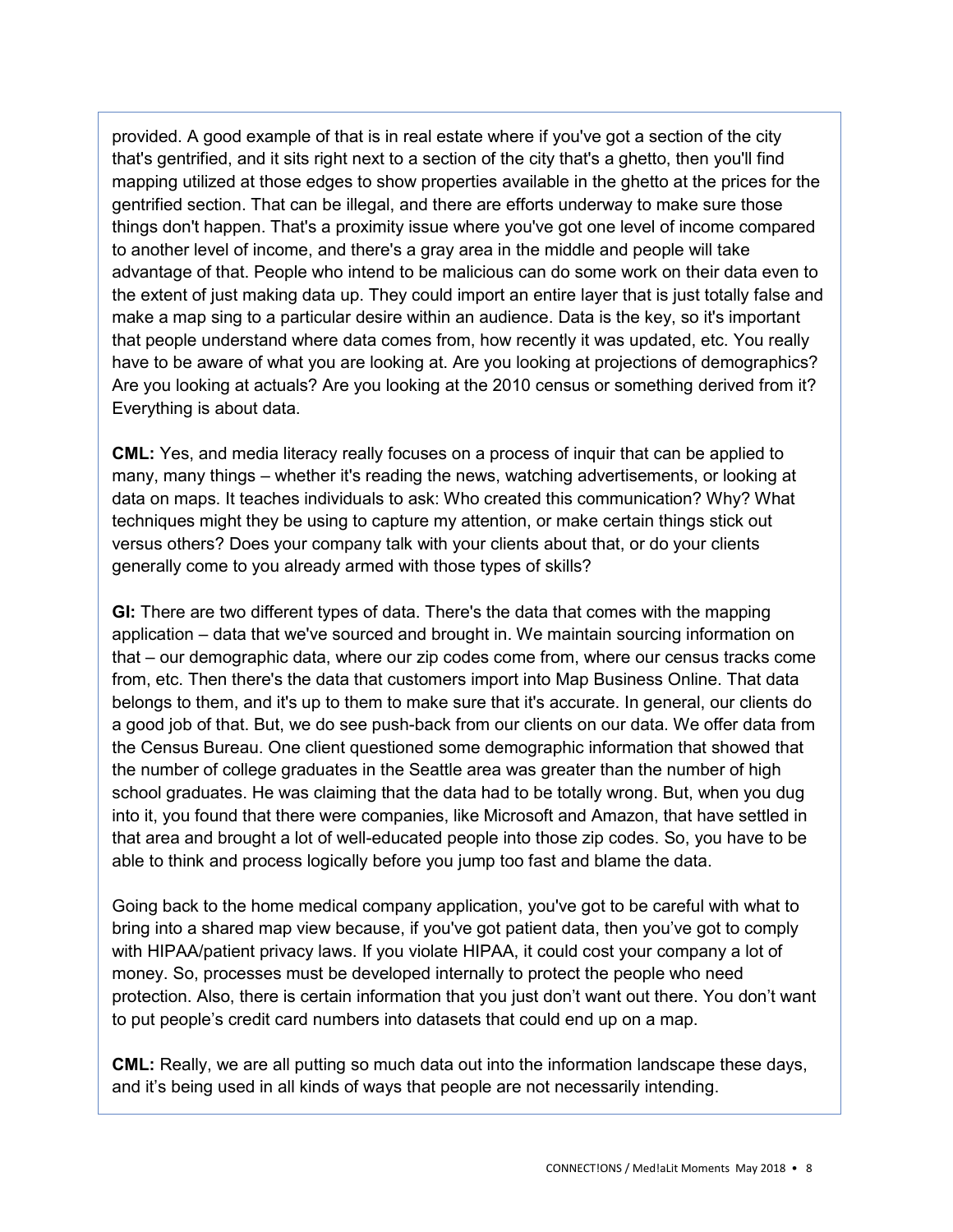provided. A good example of that is in real estate where if you've got a section of the city that's gentrified, and it sits right next to a section of the city that's a ghetto, then you'll find mapping utilized at those edges to show properties available in the ghetto at the prices for the gentrified section. That can be illegal, and there are efforts underway to make sure those things don't happen. That's a proximity issue where you've got one level of income compared to another level of income, and there's a gray area in the middle and people will take advantage of that. People who intend to be malicious can do some work on their data even to the extent of just making data up. They could import an entire layer that is just totally false and make a map sing to a particular desire within an audience. Data is the key, so it's important that people understand where data comes from, how recently it was updated, etc. You really have to be aware of what you are looking at. Are you looking at projections of demographics? Are you looking at actuals? Are you looking at the 2010 census or something derived from it? Everything is about data.

**CML:** Yes, and media literacy really focuses on a process of inquir that can be applied to many, many things – whether it's reading the news, watching advertisements, or looking at data on maps. It teaches individuals to ask: Who created this communication? Why? What techniques might they be using to capture my attention, or make certain things stick out versus others? Does your company talk with your clients about that, or do your clients generally come to you already armed with those types of skills?

**GI:** There are two different types of data. There's the data that comes with the mapping application – data that we've sourced and brought in. We maintain sourcing information on that – our demographic data, where our zip codes come from, where our census tracks come from, etc. Then there's the data that customers import into Map Business Online. That data belongs to them, and it's up to them to make sure that it's accurate. In general, our clients do a good job of that. But, we do see push-back from our clients on our data. We offer data from the Census Bureau. One client questioned some demographic information that showed that the number of college graduates in the Seattle area was greater than the number of high school graduates. He was claiming that the data had to be totally wrong. But, when you dug into it, you found that there were companies, like Microsoft and Amazon, that have settled in that area and brought a lot of well-educated people into those zip codes. So, you have to be able to think and process logically before you jump too fast and blame the data.

Going back to the home medical company application, you've got to be careful with what to bring into a shared map view because, if you've got patient data, then you've got to comply with HIPAA/patient privacy laws. If you violate HIPAA, it could cost your company a lot of money. So, processes must be developed internally to protect the people who need protection. Also, there is certain information that you just don't want out there. You don't want to put people's credit card numbers into datasets that could end up on a map.

**CML:** Really, we are all putting so much data out into the information landscape these days, and it's being used in all kinds of ways that people are not necessarily intending.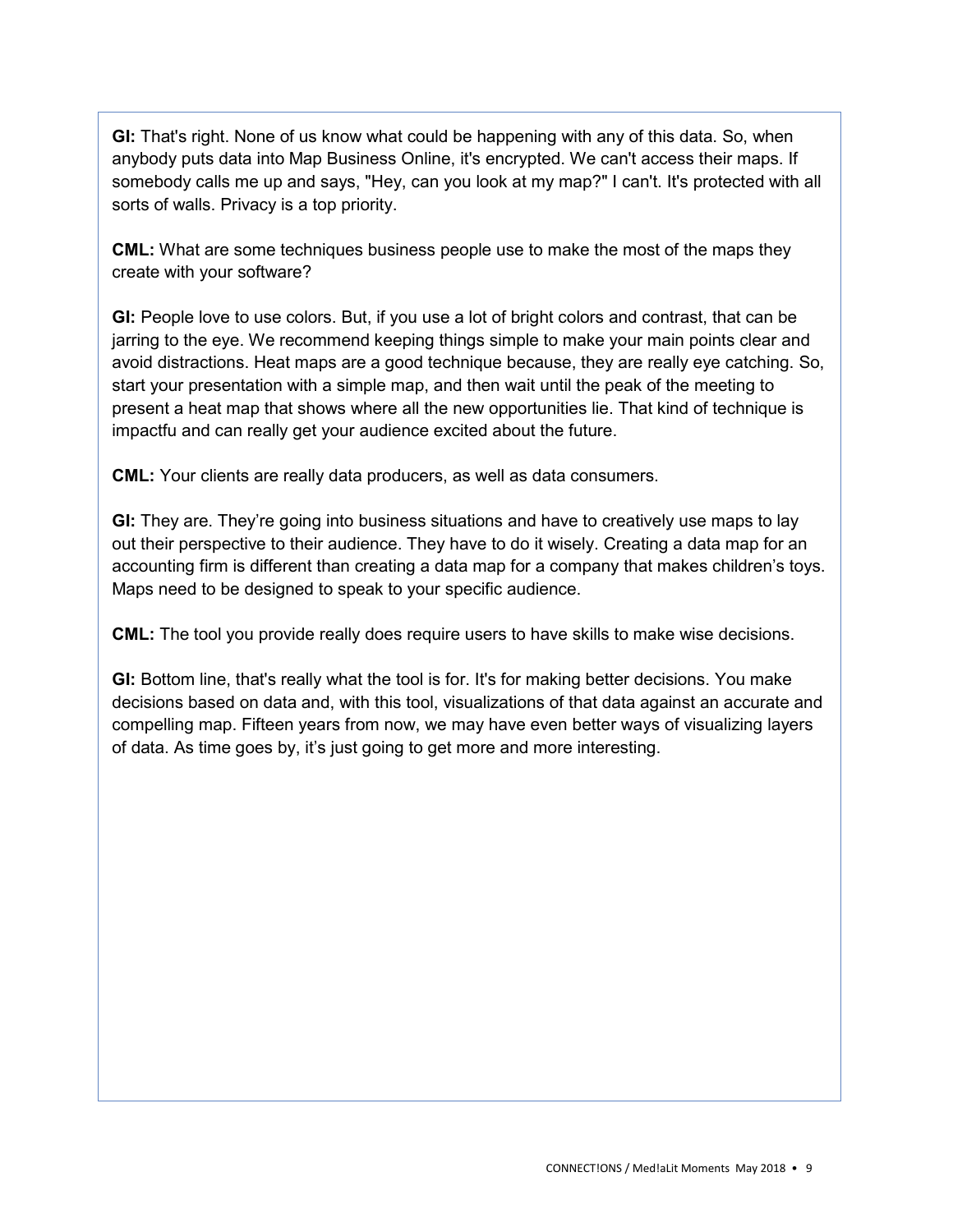**GI:** That's right. None of us know what could be happening with any of this data. So, when anybody puts data into Map Business Online, it's encrypted. We can't access their maps. If somebody calls me up and says, "Hey, can you look at my map?" I can't. It's protected with all sorts of walls. Privacy is a top priority.

**CML:** What are some techniques business people use to make the most of the maps they create with your software?

**GI:** People love to use colors. But, if you use a lot of bright colors and contrast, that can be jarring to the eye. We recommend keeping things simple to make your main points clear and avoid distractions. Heat maps are a good technique because, they are really eye catching. So, start your presentation with a simple map, and then wait until the peak of the meeting to present a heat map that shows where all the new opportunities lie. That kind of technique is impactfu and can really get your audience excited about the future.

**CML:** Your clients are really data producers, as well as data consumers.

**GI:** They are. They're going into business situations and have to creatively use maps to lay out their perspective to their audience. They have to do it wisely. Creating a data map for an accounting firm is different than creating a data map for a company that makes children's toys. Maps need to be designed to speak to your specific audience.

**CML:** The tool you provide really does require users to have skills to make wise decisions.

**GI:** Bottom line, that's really what the tool is for. It's for making better decisions. You make decisions based on data and, with this tool, visualizations of that data against an accurate and compelling map. Fifteen years from now, we may have even better ways of visualizing layers of data. As time goes by, it's just going to get more and more interesting.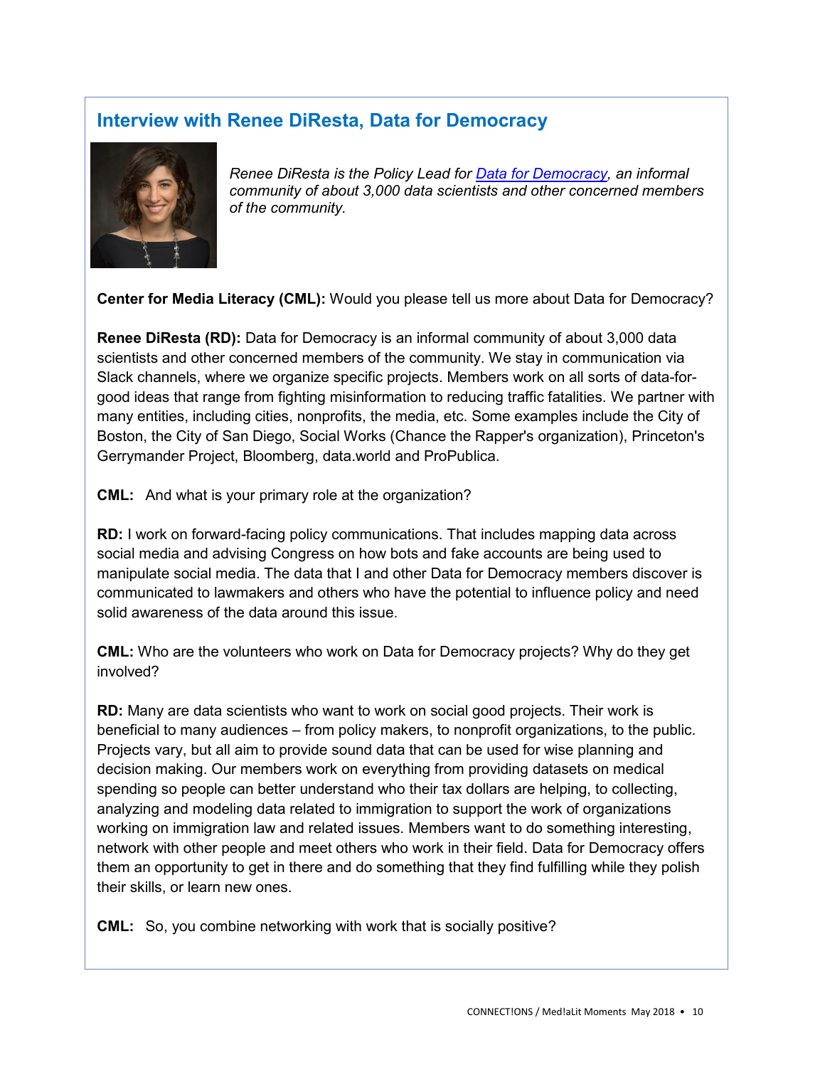## Interview with Renee DiResta, Data for Democracy

*Renee DiResta is the Policy Lead for [Data for Democracy](), an informal community of about 3,000 data scientists and other concerned members of the community.*

**Center for Media Literacy (CML):** Would you please tell us more about Data for Democracy?

**Renee DiResta (RD):** Data for Democracy is an informal community of about 3,000 data scientists and other concerned members of the community. We stay in communication via Slack channels, where we organize specific projects. Members work on all sorts of data-for-good ideas that range from fighting misinformation to reducing traffic fatalities. We partner with many entities, including cities, nonprofits, the media, etc. Some examples include the City of Boston, the City of San Diego, Social Works (Chance the Rapper's organization), Princeton's Gerrymander Project, Bloomberg, data.world and ProPublica.

**CML:** And what is your primary role at the organization?

**RD:** I work on forward-facing policy communications. That includes mapping data across social media and advising Congress on how bots and fake accounts are being used to manipulate social media. The data that I and other Data for Democracy members discover is communicated to lawmakers and others who have the potential to influence policy and need solid awareness of the data around this issue.

**CML:** Who are the volunteers who work on Data for Democracy projects? Why do they get involved?

**RD:** Many are data scientists who want to work on social good projects. Their work is beneficial to many audiences – from policy makers, to nonprofit organizations, to the public. Projects vary, but all aim to provide sound data that can be used for wise planning and decision making. Our members work on everything from providing datasets on medical spending so people can better understand who their tax dollars are helping, to collecting, analyzing and modeling data related to immigration to support the work of organizations working on immigration law and related issues. Members want to do something interesting, network with other people and meet others who work in their field. Data for Democracy offers them an opportunity to get in there and do something that they find fulfilling while they polish their skills, or learn new ones.

**CML:** So, you combine networking with work that is socially positive?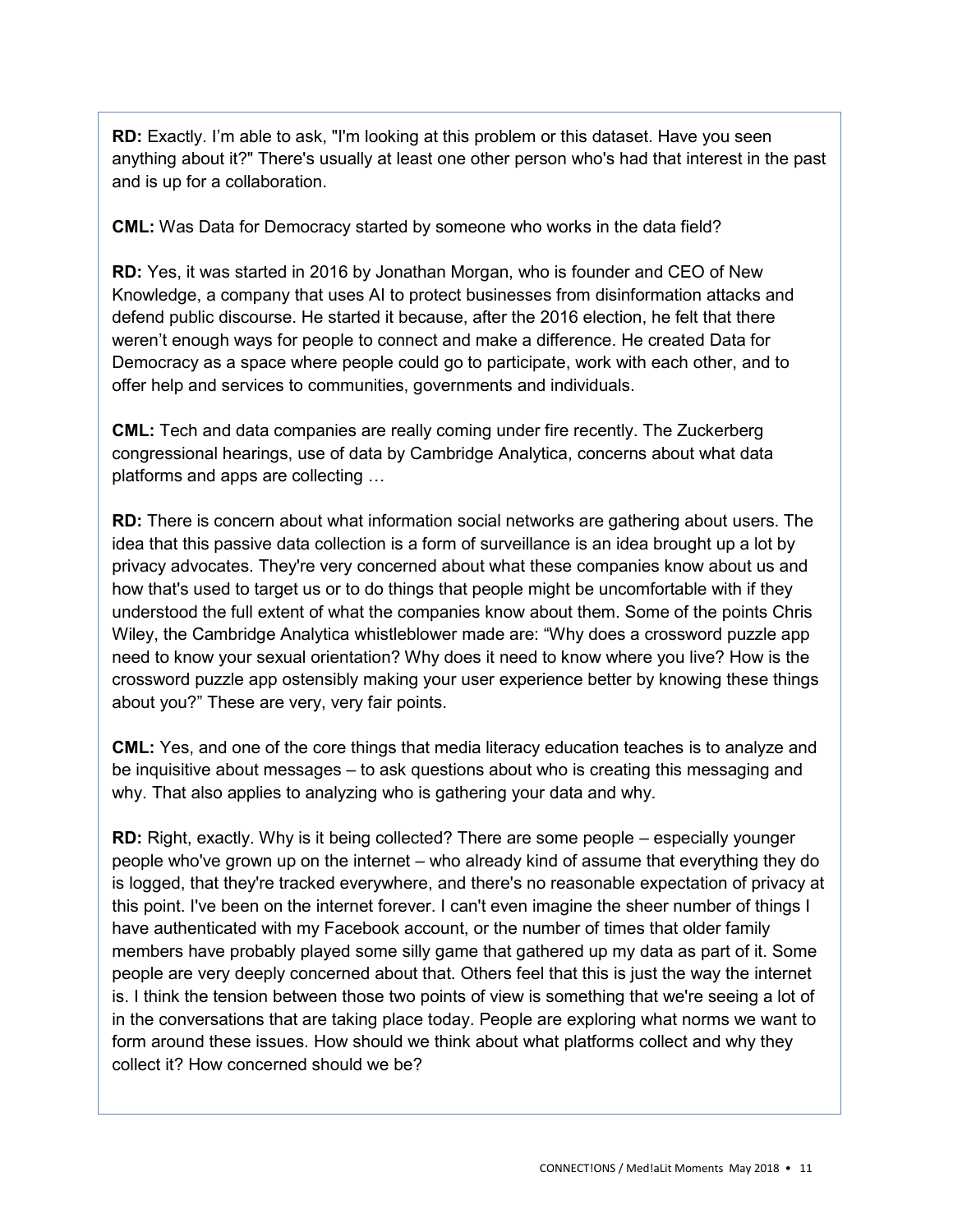**RD:** Exactly. I'm able to ask, "I'm looking at this problem or this dataset. Have you seen anything about it?" There's usually at least one other person who's had that interest in the past and is up for a collaboration.

**CML:** Was Data for Democracy started by someone who works in the data field?

**RD:** Yes, it was started in 2016 by Jonathan Morgan, who is founder and CEO of New Knowledge, a company that uses AI to protect businesses from disinformation attacks and defend public discourse. He started it because, after the 2016 election, he felt that there weren't enough ways for people to connect and make a difference. He created Data for Democracy as a space where people could go to participate, work with each other, and to offer help and services to communities, governments and individuals.

**CML:** Tech and data companies are really coming under fire recently. The Zuckerberg congressional hearings, use of data by Cambridge Analytica, concerns about what data platforms and apps are collecting …

**RD:** There is concern about what information social networks are gathering about users. The idea that this passive data collection is a form of surveillance is an idea brought up a lot by privacy advocates. They're very concerned about what these companies know about us and how that's used to target us or to do things that people might be uncomfortable with if they understood the full extent of what the companies know about them. Some of the points Chris Wiley, the Cambridge Analytica whistleblower made are: "Why does a crossword puzzle app need to know your sexual orientation? Why does it need to know where you live? How is the crossword puzzle app ostensibly making your user experience better by knowing these things about you?" These are very, very fair points.

**CML:** Yes, and one of the core things that media literacy education teaches is to analyze and be inquisitive about messages – to ask questions about who is creating this messaging and why. That also applies to analyzing who is gathering your data and why.

**RD:** Right, exactly. Why is it being collected? There are some people – especially younger people who've grown up on the internet – who already kind of assume that everything they do is logged, that they're tracked everywhere, and there's no reasonable expectation of privacy at this point. I've been on the internet forever. I can't even imagine the sheer number of things I have authenticated with my Facebook account, or the number of times that older family members have probably played some silly game that gathered up my data as part of it. Some people are very deeply concerned about that. Others feel that this is just the way the internet is. I think the tension between those two points of view is something that we're seeing a lot of in the conversations that are taking place today. People are exploring what norms we want to form around these issues. How should we think about what platforms collect and why they collect it? How concerned should we be?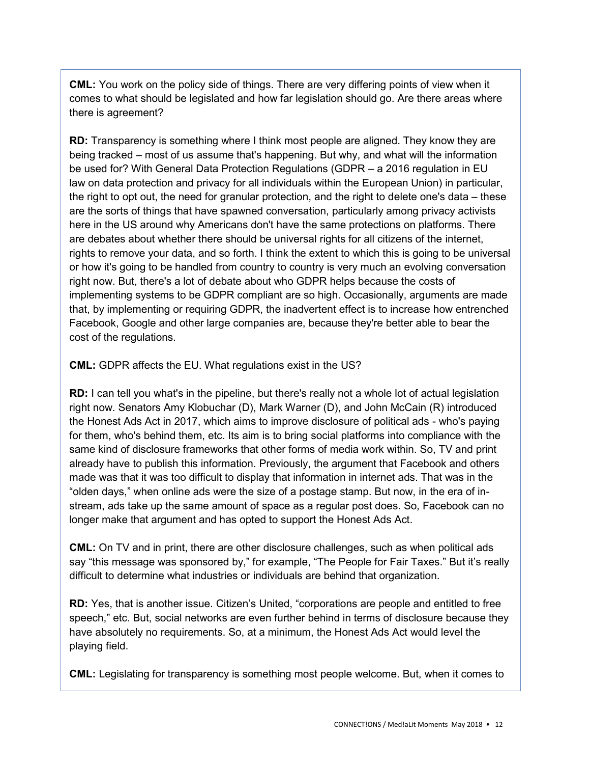**CML:** You work on the policy side of things. There are very differing points of view when it comes to what should be legislated and how far legislation should go. Are there areas where there is agreement?

**RD:** Transparency is something where I think most people are aligned. They know they are being tracked – most of us assume that's happening. But why, and what will the information be used for? With General Data Protection Regulations (GDPR – a 2016 regulation in EU law on data protection and privacy for all individuals within the European Union) in particular, the right to opt out, the need for granular protection, and the right to delete one's data – these are the sorts of things that have spawned conversation, particularly among privacy activists here in the US around why Americans don't have the same protections on platforms. There are debates about whether there should be universal rights for all citizens of the internet, rights to remove your data, and so forth. I think the extent to which this is going to be universal or how it's going to be handled from country to country is very much an evolving conversation right now. But, there's a lot of debate about who GDPR helps because the costs of implementing systems to be GDPR compliant are so high. Occasionally, arguments are made that, by implementing or requiring GDPR, the inadvertent effect is to increase how entrenched Facebook, Google and other large companies are, because they're better able to bear the cost of the regulations.

**CML:** GDPR affects the EU. What regulations exist in the US?

**RD:** I can tell you what's in the pipeline, but there's really not a whole lot of actual legislation right now. Senators Amy Klobuchar (D), Mark Warner (D), and John McCain (R) introduced the Honest Ads Act in 2017, which aims to improve disclosure of political ads - who's paying for them, who's behind them, etc. Its aim is to bring social platforms into compliance with the same kind of disclosure frameworks that other forms of media work within. So, TV and print already have to publish this information. Previously, the argument that Facebook and others made was that it was too difficult to display that information in internet ads. That was in the "olden days," when online ads were the size of a postage stamp. But now, in the era of in-stream, ads take up the same amount of space as a regular post does. So, Facebook can no longer make that argument and has opted to support the Honest Ads Act.

**CML:** On TV and in print, there are other disclosure challenges, such as when political ads say "this message was sponsored by," for example, "The People for Fair Taxes." But it's really difficult to determine what industries or individuals are behind that organization.

**RD:** Yes, that is another issue. Citizen's United, "corporations are people and entitled to free speech," etc. But, social networks are even further behind in terms of disclosure because they have absolutely no requirements. So, at a minimum, the Honest Ads Act would level the playing field.

**CML:** Legislating for transparency is something most people welcome. But, when it comes to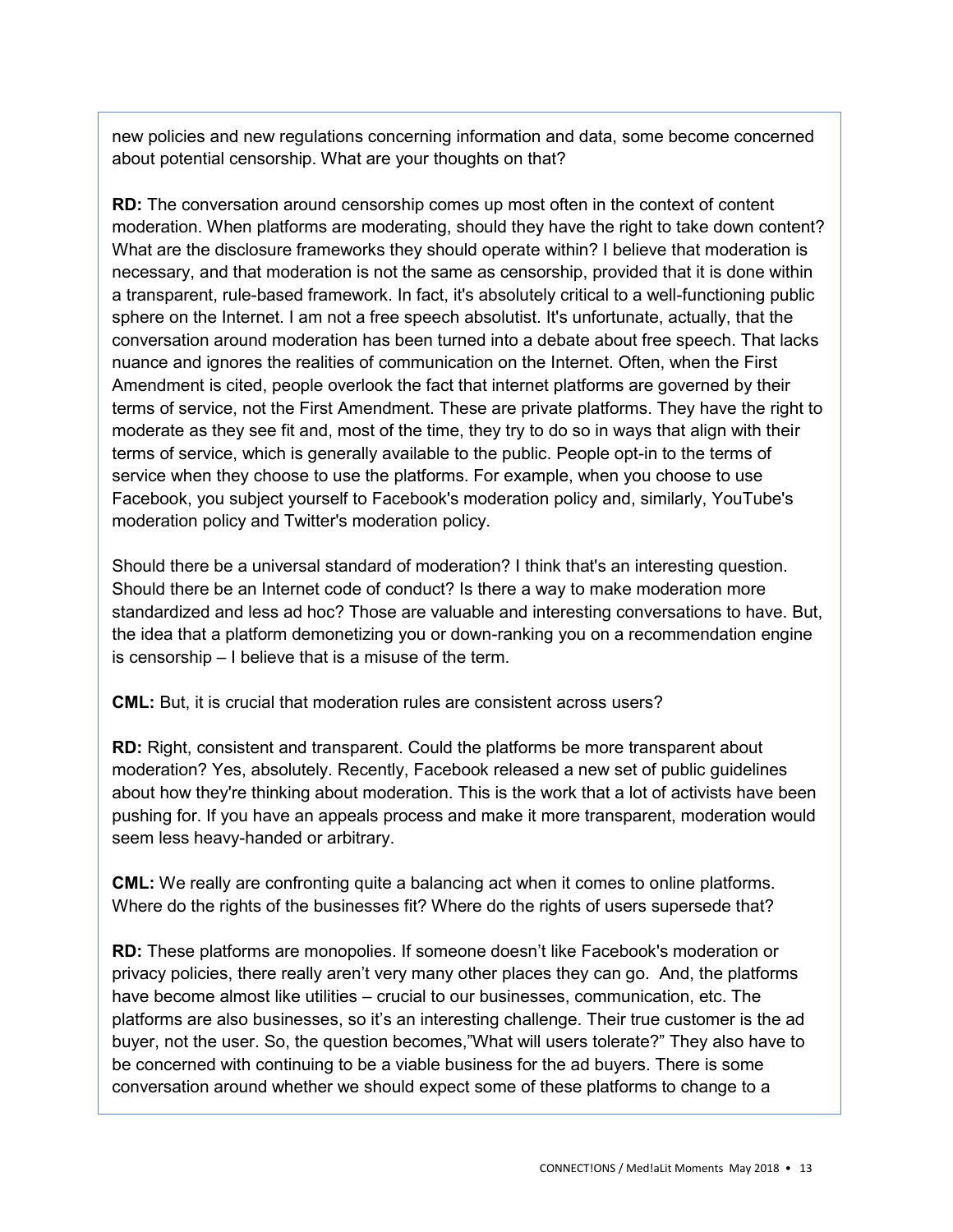new policies and new regulations concerning information and data, some become concerned about potential censorship. What are your thoughts on that?

**RD:** The conversation around censorship comes up most often in the context of content moderation. When platforms are moderating, should they have the right to take down content? What are the disclosure frameworks they should operate within? I believe that moderation is necessary, and that moderation is not the same as censorship, provided that it is done within a transparent, rule-based framework. In fact, it's absolutely critical to a well-functioning public sphere on the Internet. I am not a free speech absolutist. It's unfortunate, actually, that the conversation around moderation has been turned into a debate about free speech. That lacks nuance and ignores the realities of communication on the Internet. Often, when the First Amendment is cited, people overlook the fact that internet platforms are governed by their terms of service, not the First Amendment. These are private platforms. They have the right to moderate as they see fit and, most of the time, they try to do so in ways that align with their terms of service, which is generally available to the public. People opt-in to the terms of service when they choose to use the platforms. For example, when you choose to use Facebook, you subject yourself to Facebook's moderation policy and, similarly, YouTube's moderation policy and Twitter's moderation policy.

Should there be a universal standard of moderation? I think that's an interesting question. Should there be an Internet code of conduct? Is there a way to make moderation more standardized and less ad hoc? Those are valuable and interesting conversations to have. But, the idea that a platform demonetizing you or down-ranking you on a recommendation engine is censorship – I believe that is a misuse of the term.

**CML:** But, it is crucial that moderation rules are consistent across users?

**RD:** Right, consistent and transparent. Could the platforms be more transparent about moderation? Yes, absolutely. Recently, Facebook released a new set of public guidelines about how they're thinking about moderation. This is the work that a lot of activists have been pushing for. If you have an appeals process and make it more transparent, moderation would seem less heavy-handed or arbitrary.

**CML:** We really are confronting quite a balancing act when it comes to online platforms. Where do the rights of the businesses fit? Where do the rights of users supersede that?

**RD:** These platforms are monopolies. If someone doesn't like Facebook's moderation or privacy policies, there really aren't very many other places they can go. And, the platforms have become almost like utilities – crucial to our businesses, communication, etc. The platforms are also businesses, so it's an interesting challenge. Their true customer is the ad buyer, not the user. So, the question becomes,"What will users tolerate?" They also have to be concerned with continuing to be a viable business for the ad buyers. There is some conversation around whether we should expect some of these platforms to change to a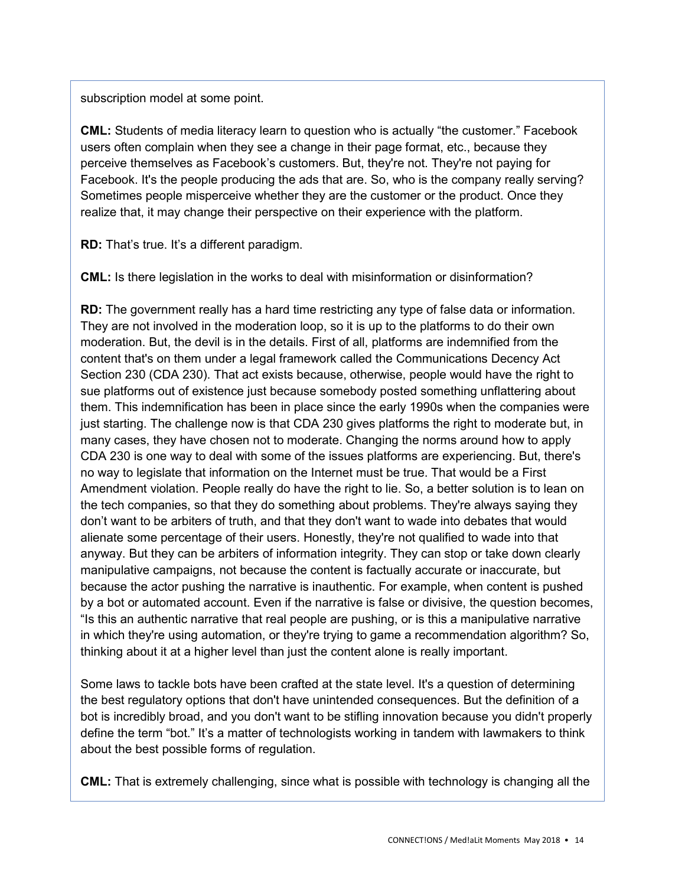subscription model at some point.

**CML:** Students of media literacy learn to question who is actually “the customer.” Facebook users often complain when they see a change in their page format, etc., because they perceive themselves as Facebook’s customers. But, they're not. They're not paying for Facebook. It's the people producing the ads that are. So, who is the company really serving? Sometimes people misperceive whether they are the customer or the product. Once they realize that, it may change their perspective on their experience with the platform.

**RD:** That’s true. It’s a different paradigm.

**CML:** Is there legislation in the works to deal with misinformation or disinformation?

**RD:** The government really has a hard time restricting any type of false data or information. They are not involved in the moderation loop, so it is up to the platforms to do their own moderation. But, the devil is in the details. First of all, platforms are indemnified from the content that's on them under a legal framework called the Communications Decency Act Section 230 (CDA 230). That act exists because, otherwise, people would have the right to sue platforms out of existence just because somebody posted something unflattering about them. This indemnification has been in place since the early 1990s when the companies were just starting. The challenge now is that CDA 230 gives platforms the right to moderate but, in many cases, they have chosen not to moderate. Changing the norms around how to apply CDA 230 is one way to deal with some of the issues platforms are experiencing. But, there's no way to legislate that information on the Internet must be true. That would be a First Amendment violation. People really do have the right to lie. So, a better solution is to lean on the tech companies, so that they do something about problems. They're always saying they don’t want to be arbiters of truth, and that they don't want to wade into debates that would alienate some percentage of their users. Honestly, they're not qualified to wade into that anyway. But they can be arbiters of information integrity. They can stop or take down clearly manipulative campaigns, not because the content is factually accurate or inaccurate, but because the actor pushing the narrative is inauthentic. For example, when content is pushed by a bot or automated account. Even if the narrative is false or divisive, the question becomes, “Is this an authentic narrative that real people are pushing, or is this a manipulative narrative in which they're using automation, or they're trying to game a recommendation algorithm? So, thinking about it at a higher level than just the content alone is really important.

Some laws to tackle bots have been crafted at the state level. It's a question of determining the best regulatory options that don't have unintended consequences. But the definition of a bot is incredibly broad, and you don't want to be stifling innovation because you didn't properly define the term “bot.” It’s a matter of technologists working in tandem with lawmakers to think about the best possible forms of regulation.

**CML:** That is extremely challenging, since what is possible with technology is changing all the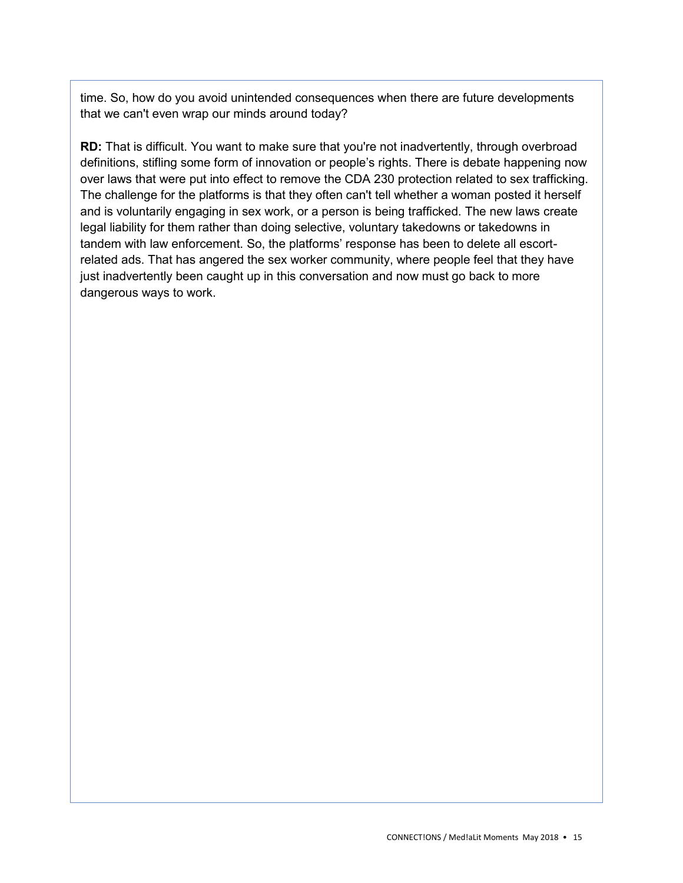time. So, how do you avoid unintended consequences when there are future developments that we can't even wrap our minds around today?

**RD:** That is difficult. You want to make sure that you're not inadvertently, through overbroad definitions, stifling some form of innovation or people's rights. There is debate happening now over laws that were put into effect to remove the CDA 230 protection related to sex trafficking. The challenge for the platforms is that they often can't tell whether a woman posted it herself and is voluntarily engaging in sex work, or a person is being trafficked. The new laws create legal liability for them rather than doing selective, voluntary takedowns or takedowns in tandem with law enforcement. So, the platforms' response has been to delete all escort-related ads. That has angered the sex worker community, where people feel that they have just inadvertently been caught up in this conversation and now must go back to more dangerous ways to work.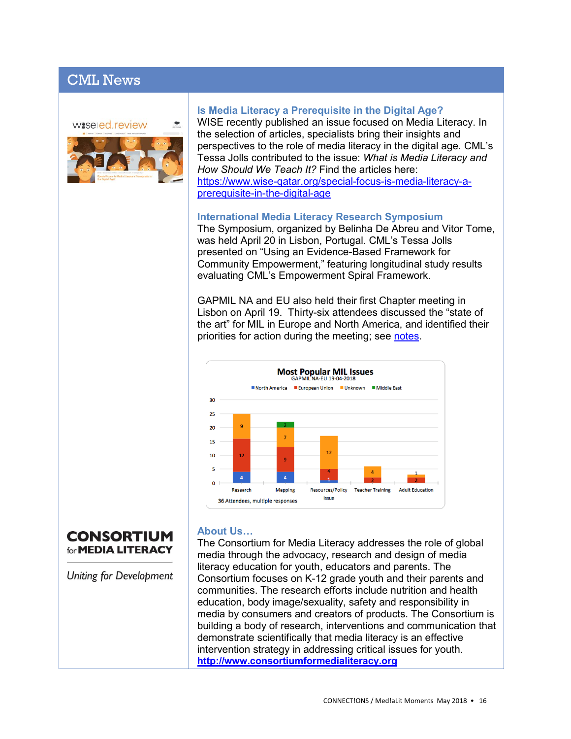# CML News

### Is Media Literacy a Prerequisite in the Digital Age?

WISE recently published an issue focused on Media Literacy. In the selection of articles, specialists bring their insights and perspectives to the role of media literacy in the digital age. CML's Tessa Jolls contributed to the issue: *What is Media Literacy and How Should We Teach It?* Find the articles here: https://www.wise-qatar.org/special-focus-is-media-literacy-a-prerequisite-in-the-digital-age

### International Media Literacy Research Symposium

The Symposium, organized by Belinha De Abreu and Vitor Tome, was held April 20 in Lisbon, Portugal. CML's Tessa Jolls presented on "Using an Evidence-Based Framework for Community Empowerment," featuring longitudinal study results evaluating CML's Empowerment Spiral Framework.

GAPMIL NA and EU also held their first Chapter meeting in Lisbon on April 19. Thirty-six attendees discussed the "state of the art" for MIL in Europe and North America, and identified their priorities for action during the meeting; see notes.

**Most Popular MIL Issues**
GAPMIL NA-EU 19-04-2018

| Issue | North America | European Union | Unknown | Middle East |
|---|---|---|---|---|
| Research | 4 | 12 | 9 | |
| Mapping | 4 | 9 | 7 | 2 |
| Resources/Policy Issue | 1 | 4 | 12 | |
| Teacher Training | | 2 | 4 | |
| Adult Education | | 2 | 1 | |

36 Attendees, multiple responses

### About Us…

The Consortium for Media Literacy addresses the role of global media through the advocacy, research and design of media literacy education for youth, educators and parents. The Consortium focuses on K-12 grade youth and their parents and communities. The research efforts include nutrition and health education, body image/sexuality, safety and responsibility in media by consumers and creators of products. The Consortium is building a body of research, interventions and communication that demonstrate scientifically that media literacy is an effective intervention strategy in addressing critical issues for youth.
**http://www.consortiumformedialiteracy.org**

CONSORTIUM for MEDIA LITERACY

*Uniting for Development*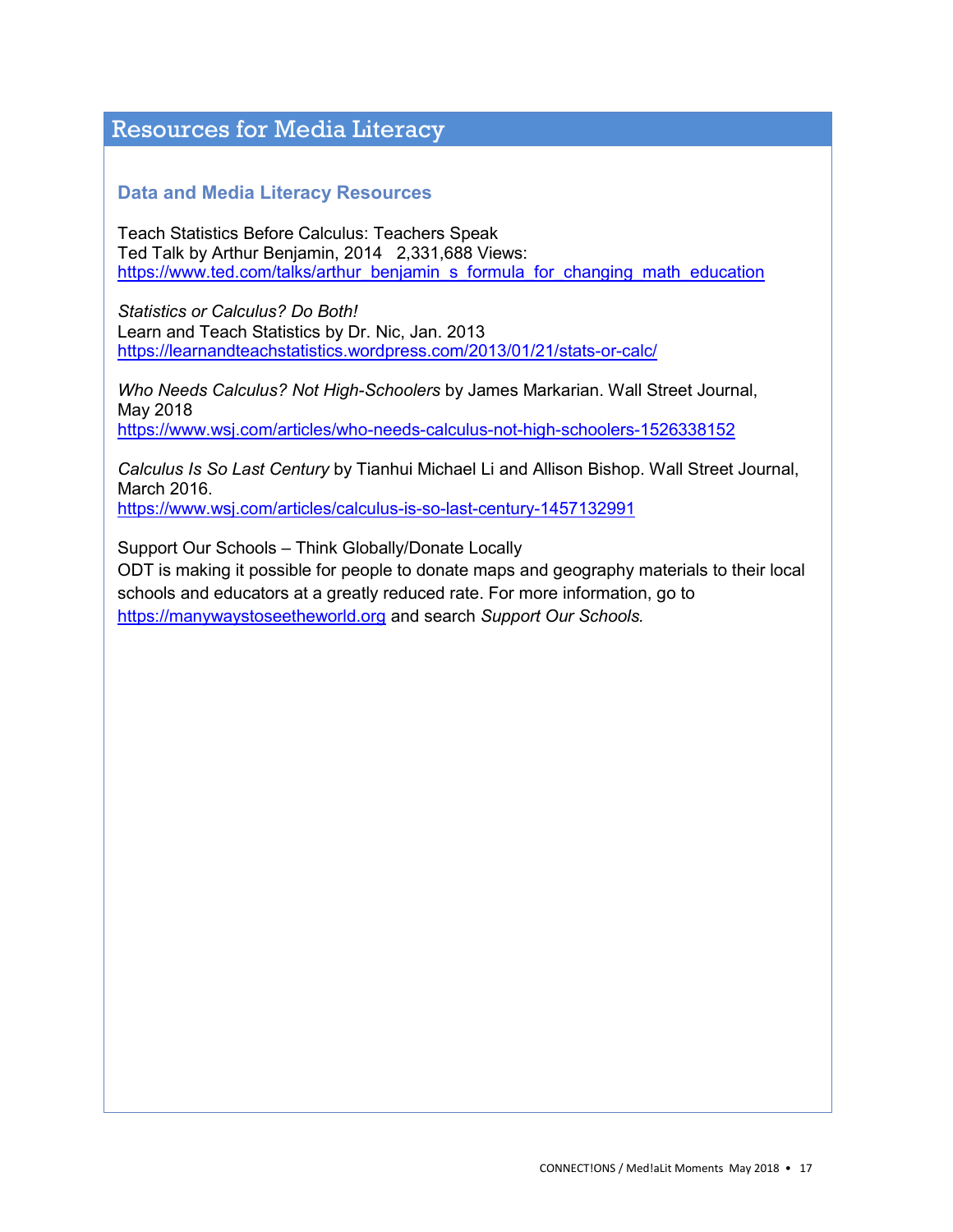# Resources for Media Literacy

## Data and Media Literacy Resources

Teach Statistics Before Calculus: Teachers Speak
Ted Talk by Arthur Benjamin, 2014 2,331,688 Views:
https://www.ted.com/talks/arthur_benjamin_s_formula_for_changing_math_education

*Statistics or Calculus? Do Both!*
Learn and Teach Statistics by Dr. Nic, Jan. 2013
https://learnandteachstatistics.wordpress.com/2013/01/21/stats-or-calc/

*Who Needs Calculus? Not High-Schoolers* by James Markarian. Wall Street Journal, May 2018
https://www.wsj.com/articles/who-needs-calculus-not-high-schoolers-1526338152

*Calculus Is So Last Century* by Tianhui Michael Li and Allison Bishop. Wall Street Journal, March 2016.
https://www.wsj.com/articles/calculus-is-so-last-century-1457132991

Support Our Schools – Think Globally/Donate Locally
ODT is making it possible for people to donate maps and geography materials to their local schools and educators at a greatly reduced rate. For more information, go to https://manywaystoseetheworld.org and search *Support Our Schools.*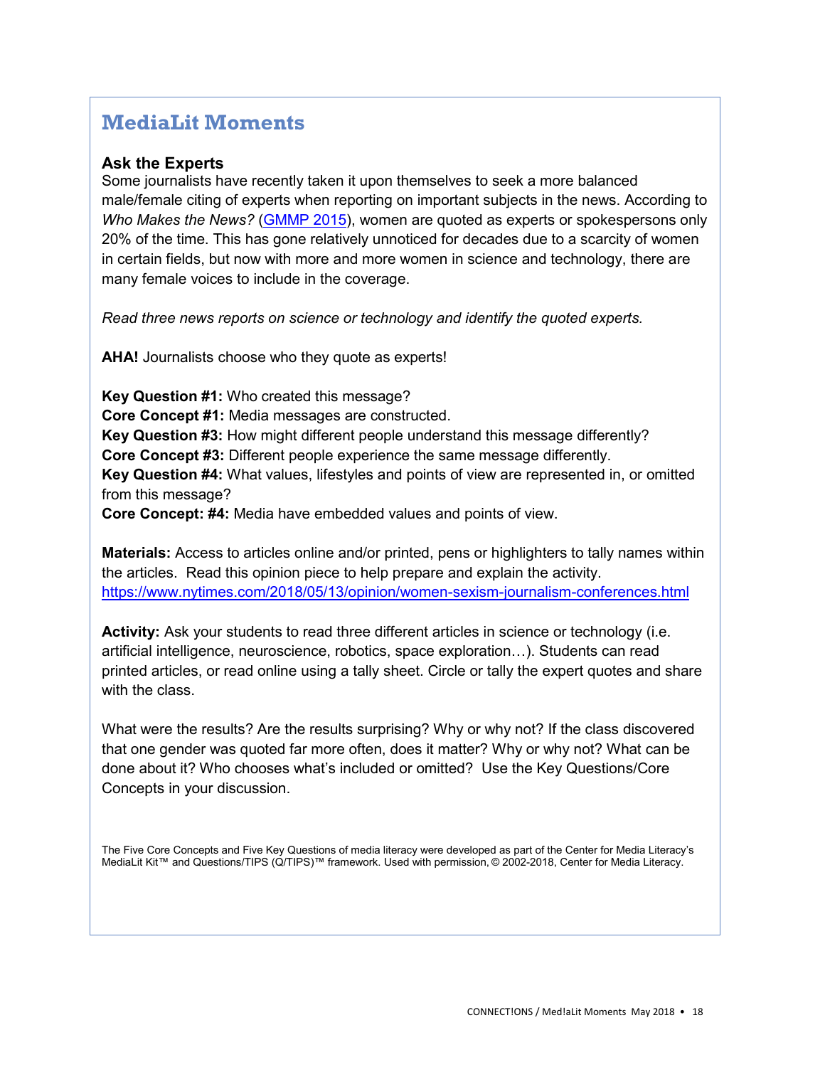# MediaLit Moments

## Ask the Experts

Some journalists have recently taken it upon themselves to seek a more balanced male/female citing of experts when reporting on important subjects in the news. According to *Who Makes the News?* ([GMMP 2015](GMMP 2015)), women are quoted as experts or spokespersons only 20% of the time. This has gone relatively unnoticed for decades due to a scarcity of women in certain fields, but now with more and more women in science and technology, there are many female voices to include in the coverage.

*Read three news reports on science or technology and identify the quoted experts.*

**AHA!** Journalists choose who they quote as experts!

**Key Question #1:** Who created this message?
**Core Concept #1:** Media messages are constructed.
**Key Question #3:** How might different people understand this message differently?
**Core Concept #3:** Different people experience the same message differently.
**Key Question #4:** What values, lifestyles and points of view are represented in, or omitted from this message?
**Core Concept: #4:** Media have embedded values and points of view.

**Materials:** Access to articles online and/or printed, pens or highlighters to tally names within the articles. Read this opinion piece to help prepare and explain the activity.
https://www.nytimes.com/2018/05/13/opinion/women-sexism-journalism-conferences.html

**Activity:** Ask your students to read three different articles in science or technology (i.e. artificial intelligence, neuroscience, robotics, space exploration…). Students can read printed articles, or read online using a tally sheet. Circle or tally the expert quotes and share with the class.

What were the results? Are the results surprising? Why or why not? If the class discovered that one gender was quoted far more often, does it matter? Why or why not? What can be done about it? Who chooses what's included or omitted? Use the Key Questions/Core Concepts in your discussion.

The Five Core Concepts and Five Key Questions of media literacy were developed as part of the Center for Media Literacy's MediaLit Kit™ and Questions/TIPS (Q/TIPS)™ framework. Used with permission, © 2002-2018, Center for Media Literacy.